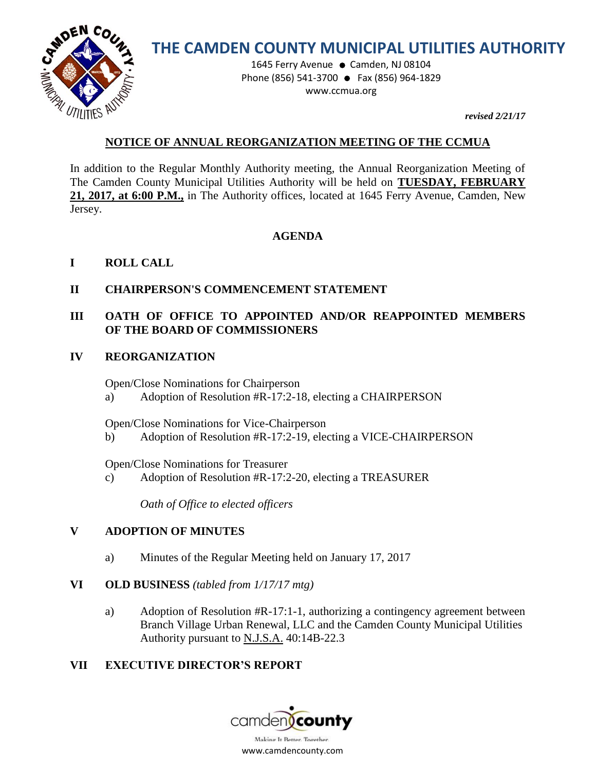# THE CAMDEN COUNTY MUNICIPAL UTILITIES AUTHORITY

1645 Ferry Avenue ● Camden, NJ 08104
Phone (856) 541-3700 ● Fax (856) 964-1829
www.ccmua.org

***revised 2/21/17***

## NOTICE OF ANNUAL REORGANIZATION MEETING OF THE CCMUA

In addition to the Regular Monthly Authority meeting, the Annual Reorganization Meeting of The Camden County Municipal Utilities Authority will be held on **TUESDAY, FEBRUARY 21, 2017, at 6:00 P.M.,** in The Authority offices, located at 1645 Ferry Avenue, Camden, New Jersey.

### AGENDA

**I ROLL CALL**

**II CHAIRPERSON'S COMMENCEMENT STATEMENT**

**III OATH OF OFFICE TO APPOINTED AND/OR REAPPOINTED MEMBERS OF THE BOARD OF COMMISSIONERS**

**IV REORGANIZATION**

Open/Close Nominations for Chairperson

a) Adoption of Resolution #R-17:2-18, electing a CHAIRPERSON

Open/Close Nominations for Vice-Chairperson

b) Adoption of Resolution #R-17:2-19, electing a VICE-CHAIRPERSON

Open/Close Nominations for Treasurer

c) Adoption of Resolution #R-17:2-20, electing a TREASURER

*Oath of Office to elected officers*

**V ADOPTION OF MINUTES**

a) Minutes of the Regular Meeting held on January 17, 2017

**VI OLD BUSINESS** *(tabled from 1/17/17 mtg)*

a) Adoption of Resolution #R-17:1-1, authorizing a contingency agreement between Branch Village Urban Renewal, LLC and the Camden County Municipal Utilities Authority pursuant to N.J.S.A. 40:14B-22.3

**VII EXECUTIVE DIRECTOR'S REPORT**

camden county
Making It Better, Together.
www.camdencounty.com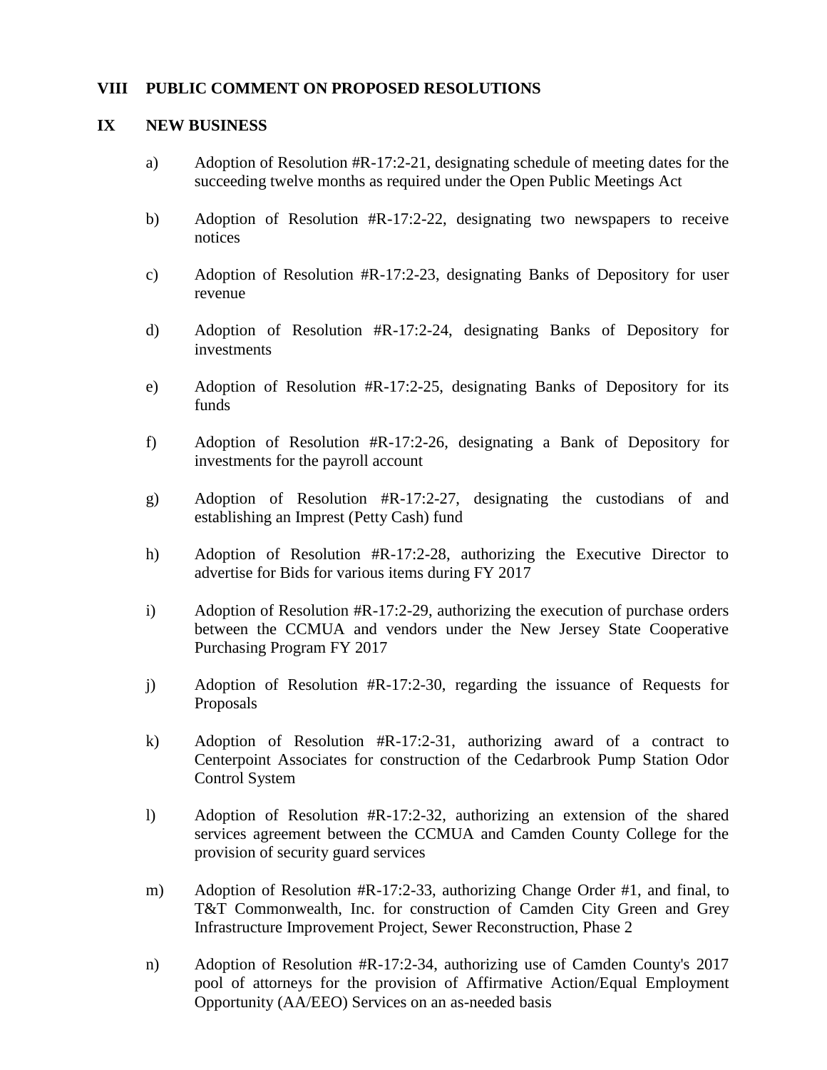## VIII PUBLIC COMMENT ON PROPOSED RESOLUTIONS

## IX NEW BUSINESS

a) Adoption of Resolution #R-17:2-21, designating schedule of meeting dates for the succeeding twelve months as required under the Open Public Meetings Act

b) Adoption of Resolution #R-17:2-22, designating two newspapers to receive notices

c) Adoption of Resolution #R-17:2-23, designating Banks of Depository for user revenue

d) Adoption of Resolution #R-17:2-24, designating Banks of Depository for investments

e) Adoption of Resolution #R-17:2-25, designating Banks of Depository for its funds

f) Adoption of Resolution #R-17:2-26, designating a Bank of Depository for investments for the payroll account

g) Adoption of Resolution #R-17:2-27, designating the custodians of and establishing an Imprest (Petty Cash) fund

h) Adoption of Resolution #R-17:2-28, authorizing the Executive Director to advertise for Bids for various items during FY 2017

i) Adoption of Resolution #R-17:2-29, authorizing the execution of purchase orders between the CCMUA and vendors under the New Jersey State Cooperative Purchasing Program FY 2017

j) Adoption of Resolution #R-17:2-30, regarding the issuance of Requests for Proposals

k) Adoption of Resolution #R-17:2-31, authorizing award of a contract to Centerpoint Associates for construction of the Cedarbrook Pump Station Odor Control System

l) Adoption of Resolution #R-17:2-32, authorizing an extension of the shared services agreement between the CCMUA and Camden County College for the provision of security guard services

m) Adoption of Resolution #R-17:2-33, authorizing Change Order #1, and final, to T&T Commonwealth, Inc. for construction of Camden City Green and Grey Infrastructure Improvement Project, Sewer Reconstruction, Phase 2

n) Adoption of Resolution #R-17:2-34, authorizing use of Camden County's 2017 pool of attorneys for the provision of Affirmative Action/Equal Employment Opportunity (AA/EEO) Services on an as-needed basis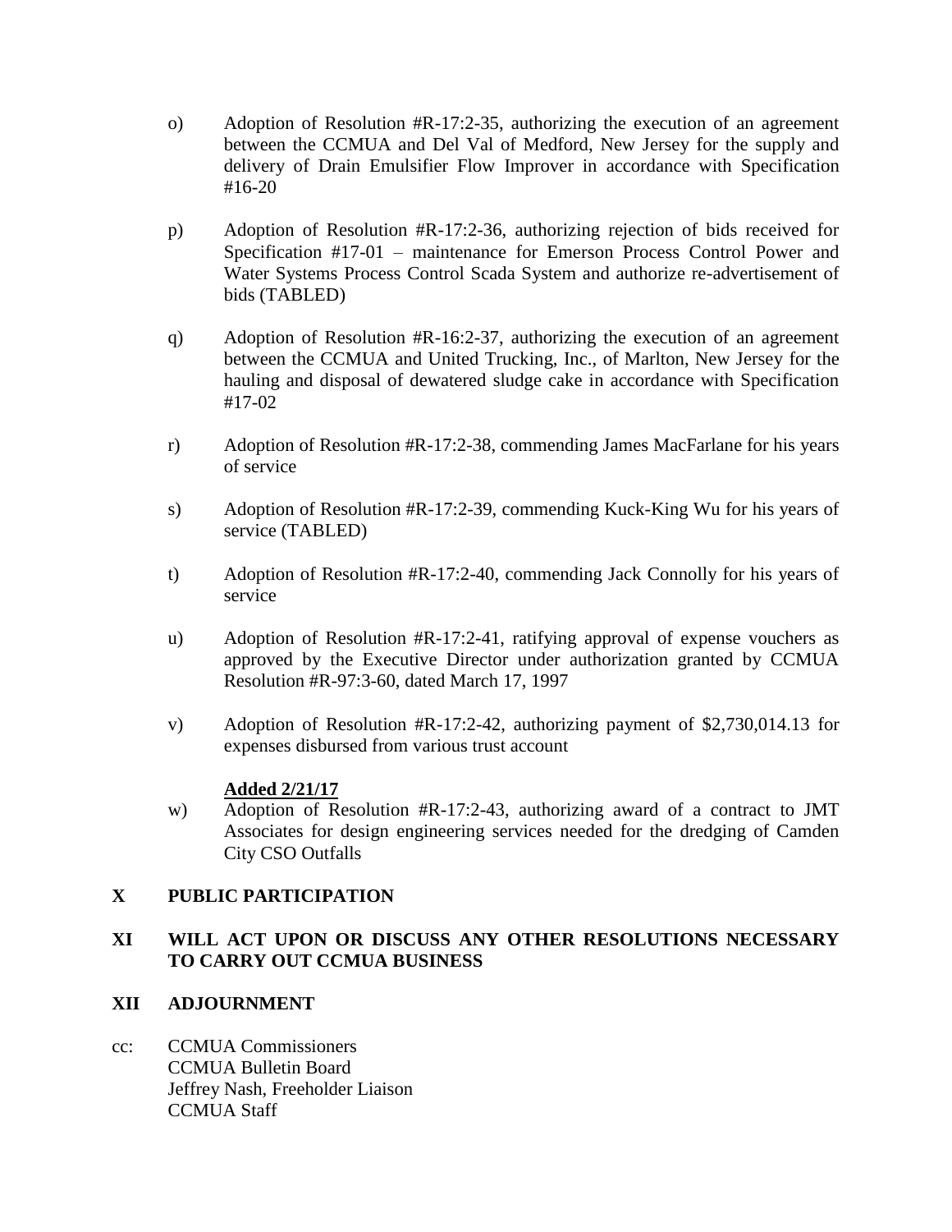o) Adoption of Resolution #R-17:2-35, authorizing the execution of an agreement between the CCMUA and Del Val of Medford, New Jersey for the supply and delivery of Drain Emulsifier Flow Improver in accordance with Specification #16-20

p) Adoption of Resolution #R-17:2-36, authorizing rejection of bids received for Specification #17-01 – maintenance for Emerson Process Control Power and Water Systems Process Control Scada System and authorize re-advertisement of bids (TABLED)

q) Adoption of Resolution #R-16:2-37, authorizing the execution of an agreement between the CCMUA and United Trucking, Inc., of Marlton, New Jersey for the hauling and disposal of dewatered sludge cake in accordance with Specification #17-02

r) Adoption of Resolution #R-17:2-38, commending James MacFarlane for his years of service

s) Adoption of Resolution #R-17:2-39, commending Kuck-King Wu for his years of service (TABLED)

t) Adoption of Resolution #R-17:2-40, commending Jack Connolly for his years of service

u) Adoption of Resolution #R-17:2-41, ratifying approval of expense vouchers as approved by the Executive Director under authorization granted by CCMUA Resolution #R-97:3-60, dated March 17, 1997

v) Adoption of Resolution #R-17:2-42, authorizing payment of $2,730,014.13 for expenses disbursed from various trust account

**Added 2/21/17**

w) Adoption of Resolution #R-17:2-43, authorizing award of a contract to JMT Associates for design engineering services needed for the dredging of Camden City CSO Outfalls

## X PUBLIC PARTICIPATION

## XI WILL ACT UPON OR DISCUSS ANY OTHER RESOLUTIONS NECESSARY TO CARRY OUT CCMUA BUSINESS

## XII ADJOURNMENT

cc: CCMUA Commissioners
CCMUA Bulletin Board
Jeffrey Nash, Freeholder Liaison
CCMUA Staff